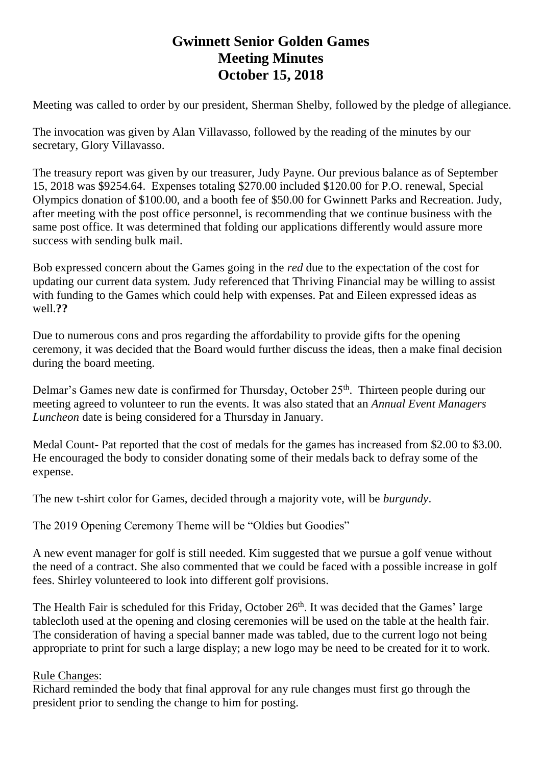# Gwinnett Senior Golden Games
# Meeting Minutes
# October 15, 2018

Meeting was called to order by our president, Sherman Shelby, followed by the pledge of allegiance.

The invocation was given by Alan Villavasso, followed by the reading of the minutes by our secretary, Glory Villavasso.

The treasury report was given by our treasurer, Judy Payne. Our previous balance as of September 15, 2018 was $9254.64. Expenses totaling $270.00 included $120.00 for P.O. renewal, Special Olympics donation of $100.00, and a booth fee of $50.00 for Gwinnett Parks and Recreation. Judy, after meeting with the post office personnel, is recommending that we continue business with the same post office. It was determined that folding our applications differently would assure more success with sending bulk mail.

Bob expressed concern about the Games going in the *red* due to the expectation of the cost for updating our current data system. Judy referenced that Thriving Financial may be willing to assist with funding to the Games which could help with expenses. Pat and Eileen expressed ideas as well.**??**

Due to numerous cons and pros regarding the affordability to provide gifts for the opening ceremony, it was decided that the Board would further discuss the ideas, then a make final decision during the board meeting.

Delmar's Games new date is confirmed for Thursday, October 25th. Thirteen people during our meeting agreed to volunteer to run the events. It was also stated that an *Annual Event Managers Luncheon* date is being considered for a Thursday in January.

Medal Count- Pat reported that the cost of medals for the games has increased from $2.00 to $3.00. He encouraged the body to consider donating some of their medals back to defray some of the expense.

The new t-shirt color for Games, decided through a majority vote, will be *burgundy*.

The 2019 Opening Ceremony Theme will be "Oldies but Goodies"

A new event manager for golf is still needed. Kim suggested that we pursue a golf venue without the need of a contract. She also commented that we could be faced with a possible increase in golf fees. Shirley volunteered to look into different golf provisions.

The Health Fair is scheduled for this Friday, October 26th. It was decided that the Games' large tablecloth used at the opening and closing ceremonies will be used on the table at the health fair. The consideration of having a special banner made was tabled, due to the current logo not being appropriate to print for such a large display; a new logo may be need to be created for it to work.

Rule Changes:

Richard reminded the body that final approval for any rule changes must first go through the president prior to sending the change to him for posting.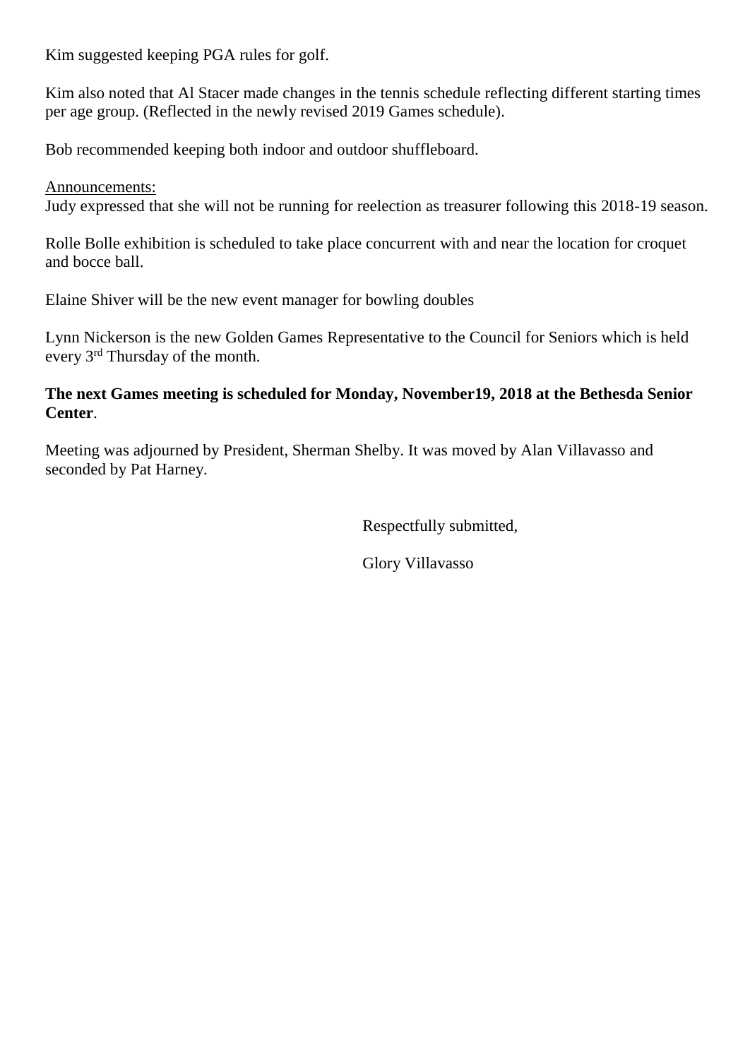Kim suggested keeping PGA rules for golf.

Kim also noted that Al Stacer made changes in the tennis schedule reflecting different starting times per age group. (Reflected in the newly revised 2019 Games schedule).

Bob recommended keeping both indoor and outdoor shuffleboard.

Announcements:
Judy expressed that she will not be running for reelection as treasurer following this 2018-19 season.

Rolle Bolle exhibition is scheduled to take place concurrent with and near the location for croquet and bocce ball.

Elaine Shiver will be the new event manager for bowling doubles

Lynn Nickerson is the new Golden Games Representative to the Council for Seniors which is held every 3rd Thursday of the month.

**The next Games meeting is scheduled for Monday, November19, 2018 at the Bethesda Senior Center**.

Meeting was adjourned by President, Sherman Shelby. It was moved by Alan Villavasso and seconded by Pat Harney.

Respectfully submitted,

Glory Villavasso